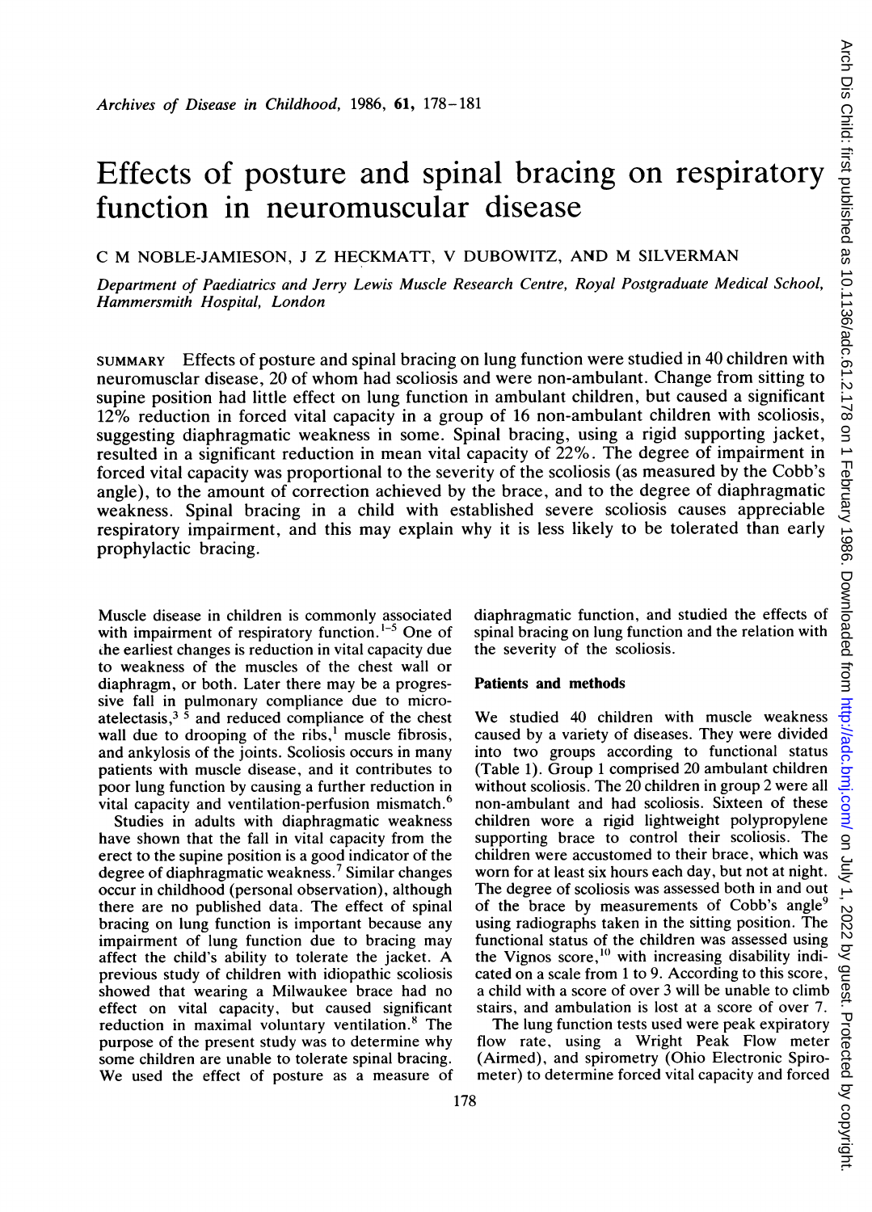# Effects of posture and spinal bracing on respiratory function in neuromuscular disease

C M NOBLE-JAMIESON, J Z HECKMATT, V DUBOWITZ, AND M SILVERMAN

*Department of Paediatrics and Jerry Lewis Muscle Research Centre, Royal Postgraduate Medical School, Hammersmith Hospital, London*

SUMMARY Effects of posture and spinal bracing on lung function were studied in 40 children with neuromuscular disease, 20 of whom had scoliosis and were non-ambulant. Change from sitting to supine position had little effect on lung function in ambulant children, but caused a significant 12% reduction in forced vital capacity in a group of 16 non-ambulant children with scoliosis, suggesting diaphragmatic weakness in some. Spinal bracing, using a rigid supporting jacket, resulted in a significant reduction in mean vital capacity of 22%. The degree of impairment in forced vital capacity was proportional to the severity of the scoliosis (as measured by the Cobb's angle), to the amount of correction achieved by the brace, and to the degree of diaphragmatic weakness. Spinal bracing in a child with established severe scoliosis causes appreciable respiratory impairment, and this may explain why it is less likely to be tolerated than early prophylactic bracing.

Muscle disease in children is commonly associated with impairment of respiratory function.[1-5] One of the earliest changes is reduction in vital capacity due to weakness of the muscles of the chest wall or diaphragm, or both. Later there may be a progressive fall in pulmonary compliance due to microatelectasis,[3 5] and reduced compliance of the chest wall due to drooping of the ribs,[1] muscle fibrosis, and ankylosis of the joints. Scoliosis occurs in many patients with muscle disease, and it contributes to poor lung function by causing a further reduction in vital capacity and ventilation-perfusion mismatch.[6]

Studies in adults with diaphragmatic weakness have shown that the fall in vital capacity from the erect to the supine position is a good indicator of the degree of diaphragmatic weakness.[7] Similar changes occur in childhood (personal observation), although there are no published data. The effect of spinal bracing on lung function is important because any impairment of lung function due to bracing may affect the child's ability to tolerate the jacket. A previous study of children with idiopathic scoliosis showed that wearing a Milwaukee brace had no effect on vital capacity, but caused significant reduction in maximal voluntary ventilation.[8] The purpose of the present study was to determine why some children are unable to tolerate spinal bracing. We used the effect of posture as a measure of diaphragmatic function, and studied the effects of spinal bracing on lung function and the relation with the severity of the scoliosis.

## Patients and methods

We studied 40 children with muscle weakness caused by a variety of diseases. They were divided into two groups according to functional status (Table 1). Group 1 comprised 20 ambulant children without scoliosis. The 20 children in group 2 were all non-ambulant and had scoliosis. Sixteen of these children wore a rigid lightweight polypropylene supporting brace to control their scoliosis. The children were accustomed to their brace, which was worn for at least six hours each day, but not at night. The degree of scoliosis was assessed both in and out of the brace by measurements of Cobb's angle[9] using radiographs taken in the sitting position. The functional status of the children was assessed using the Vignos score,[10] with increasing disability indicated on a scale from 1 to 9. According to this score, a child with a score of over 3 will be unable to climb stairs, and ambulation is lost at a score of over 7.

The lung function tests used were peak expiratory flow rate, using a Wright Peak Flow meter (Airmed), and spirometry (Ohio Electronic Spirometer) to determine forced vital capacity and forced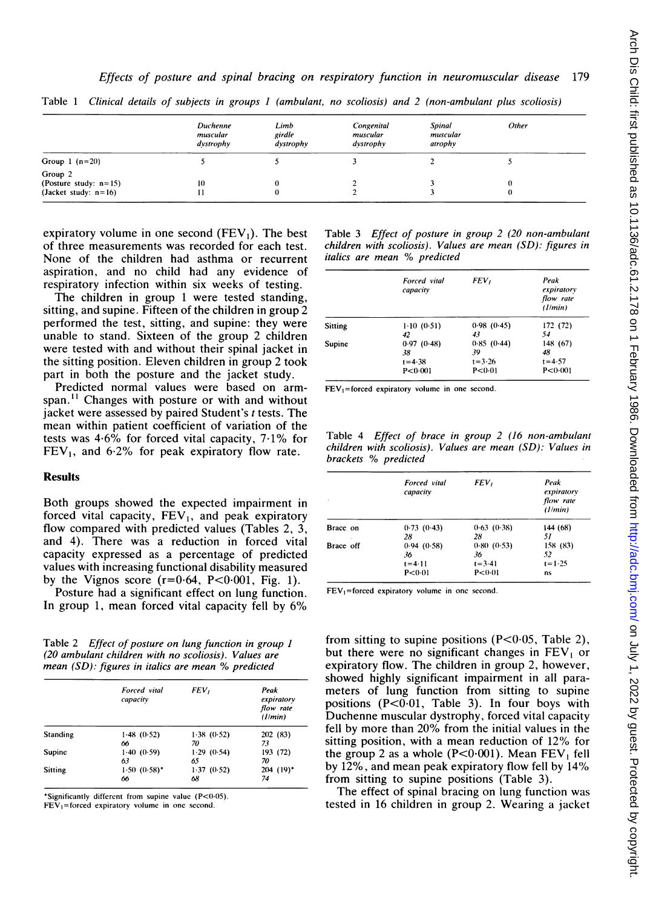Table 1 *Clinical details of subjects in groups 1 (ambulant, no scoliosis) and 2 (non-ambulant plus scoliosis)*

| | *Duchenne muscular dystrophy* | *Limb girdle dystrophy* | *Congenital muscular dystrophy* | *Spinal muscular atrophy* | *Other* |
|---|---|---|---|---|---|
| Group 1 (n=20) | 5 | 5 | 3 | 2 | 5 |
| Group 2 | | | | | |
| (Posture study: n=15) | 10 | 0 | 2 | 3 | 0 |
| (Jacket study: n=16) | 11 | 0 | 2 | 3 | 0 |

expiratory volume in one second ($FEV_1$). The best of three measurements was recorded for each test. None of the children had asthma or recurrent aspiration, and no child had any evidence of respiratory infection within six weeks of testing.

The children in group 1 were tested standing, sitting, and supine. Fifteen of the children in group 2 performed the test, sitting, and supine: they were unable to stand. Sixteen of the group 2 children were tested with and without their spinal jacket in the sitting position. Eleven children in group 2 took part in both the posture and the jacket study.

Predicted normal values were based on armspan.[11] Changes with posture or with and without jacket were assessed by paired Student's *t* tests. The mean within patient coefficient of variation of the tests was 4·6% for forced vital capacity, 7·1% for $FEV_1$, and 6·2% for peak expiratory flow rate.

## Results

Both groups showed the expected impairment in forced vital capacity, $FEV_1$, and peak expiratory flow compared with predicted values (Tables 2, 3, and 4). There was a reduction in forced vital capacity expressed as a percentage of predicted values with increasing functional disability measured by the Vignos score ($r=0·64$, $P<0·001$, Fig. 1).

Posture had a significant effect on lung function. In group 1, mean forced vital capacity fell by 6% from sitting to supine positions ($P<0·05$, Table 2), but there were no significant changes in $FEV_1$ or expiratory flow. The children in group 2, however, showed highly significant impairment in all parameters of lung function from sitting to supine positions ($P<0·01$, Table 3). In four boys with Duchenne muscular dystrophy, forced vital capacity fell by more than 20% from the initial values in the sitting position, with a mean reduction of 12% for the group 2 as a whole ($P<0·001$). Mean $FEV_1$ fell by 12%, and mean peak expiratory flow fell by 14% from sitting to supine positions (Table 3).

The effect of spinal bracing on lung function was tested in 16 children in group 2. Wearing a jacket

Table 2 *Effect of posture on lung function in group 1 (20 ambulant children with no scoliosis). Values are mean (SD): figures in italics are mean % predicted*

| | *Forced vital capacity* | *$FEV_1$* | *Peak expiratory flow rate (l/min)* |
|---|---|---|---|
| Standing | 1·48 (0·52) | 1·38 (0·52) | 202 (83) |
| | *66* | *70* | *73* |
| Supine | 1·40 (0·59) | 1·29 (0·54) | 193 (72) |
| | *63* | *65* | *70* |
| Sitting | 1·50 (0·58)* | 1·37 (0·52) | 204 (19)* |
| | *66* | *68* | *74* |

*Significantly different from supine value ($P<0·05$).
$FEV_1$=forced expiratory volume in one second.

Table 3 *Effect of posture in group 2 (20 non-ambulant children with scoliosis). Values are mean (SD): figures in italics are mean % predicted*

| | *Forced vital capacity* | *$FEV_1$* | *Peak expiratory flow rate (l/min)* |
|---|---|---|---|
| Sitting | 1·10 (0·51) | 0·98 (0·45) | 172 (72) |
| | *42* | *43* | *54* |
| Supine | 0·97 (0·48) | 0·85 (0·44) | 148 (67) |
| | *38* | *39* | *48* |
| | t=4·38 | t=3·26 | t=4·57 |
| | P<0·001 | P<0·01 | P<0·001 |

$FEV_1$=forced expiratory volume in one second.

Table 4 *Effect of brace in group 2 (16 non-ambulant children with scoliosis). Values are mean (SD): Values in brackets % predicted*

| | *Forced vital capacity* | *$FEV_1$* | *Peak expiratory flow rate (l/min)* |
|---|---|---|---|
| Brace on | 0·73 (0·43) | 0·63 (0·38) | 144 (68) |
| | *28* | *28* | *51* |
| Brace off | 0·94 (0·58) | 0·80 (0·53) | 158 (83) |
| | *36* | *36* | *52* |
| | t=4·11 | t=3·41 | t=1·25 |
| | P<0·01 | P<0·01 | ns |

$FEV_1$=forced expiratory volume in one second.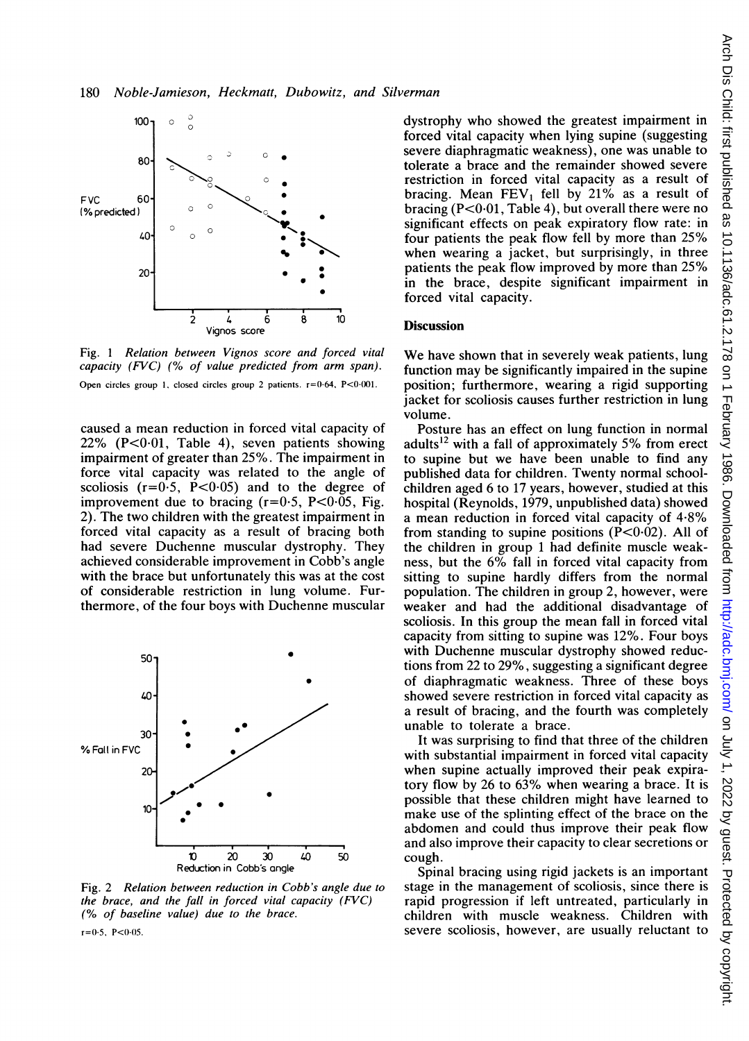Fig. 1 *Relation between Vignos score and forced vital capacity (FVC) (% of value predicted from arm span).*

Open circles group 1, closed circles group 2 patients. r=0·64, P<0·001.

caused a mean reduction in forced vital capacity of 22% (P<0·01, Table 4), seven patients showing impairment of greater than 25%. The impairment in force vital capacity was related to the angle of scoliosis (r=0·5, P<0·05) and to the degree of improvement due to bracing (r=0·5, P<0·05, Fig. 2). The two children with the greatest impairment in forced vital capacity as a result of bracing both had severe Duchenne muscular dystrophy. They achieved considerable improvement in Cobb's angle with the brace but unfortunately this was at the cost of considerable restriction in lung volume. Furthermore, of the four boys with Duchenne muscular

Fig. 2 *Relation between reduction in Cobb's angle due to the brace, and the fall in forced vital capacity (FVC) (% of baseline value) due to the brace.*

r=0·5, P<0·05.

dystrophy who showed the greatest impairment in forced vital capacity when lying supine (suggesting severe diaphragmatic weakness), one was unable to tolerate a brace and the remainder showed severe restriction in forced vital capacity as a result of bracing. Mean $FEV_1$ fell by 21% as a result of bracing (P<0·01, Table 4), but overall there were no significant effects on peak expiratory flow rate: in four patients the peak flow fell by more than 25% when wearing a jacket, but surprisingly, in three patients the peak flow improved by more than 25% in the brace, despite significant impairment in forced vital capacity.

## Discussion

We have shown that in severely weak patients, lung function may be significantly impaired in the supine position; furthermore, wearing a rigid supporting jacket for scoliosis causes further restriction in lung volume.

Posture has an effect on lung function in normal adults[12] with a fall of approximately 5% from erect to supine but we have been unable to find any published data for children. Twenty normal schoolchildren aged 6 to 17 years, however, studied at this hospital (Reynolds, 1979, unpublished data) showed a mean reduction in forced vital capacity of 4·8% from standing to supine positions (P<0·02). All of the children in group 1 had definite muscle weakness, but the 6% fall in forced vital capacity from sitting to supine hardly differs from the normal population. The children in group 2, however, were weaker and had the additional disadvantage of scoliosis. In this group the mean fall in forced vital capacity from sitting to supine was 12%. Four boys with Duchenne muscular dystrophy showed reductions from 22 to 29%, suggesting a significant degree of diaphragmatic weakness. Three of these boys showed severe restriction in forced vital capacity as a result of bracing, and the fourth was completely unable to tolerate a brace.

It was surprising to find that three of the children with substantial impairment in forced vital capacity when supine actually improved their peak expiratory flow by 26 to 63% when wearing a brace. It is possible that these children might have learned to make use of the splinting effect of the brace on the abdomen and could thus improve their peak flow and also improve their capacity to clear secretions or cough.

Spinal bracing using rigid jackets is an important stage in the management of scoliosis, since there is rapid progression if left untreated, particularly in children with muscle weakness. Children with severe scoliosis, however, are usually reluctant to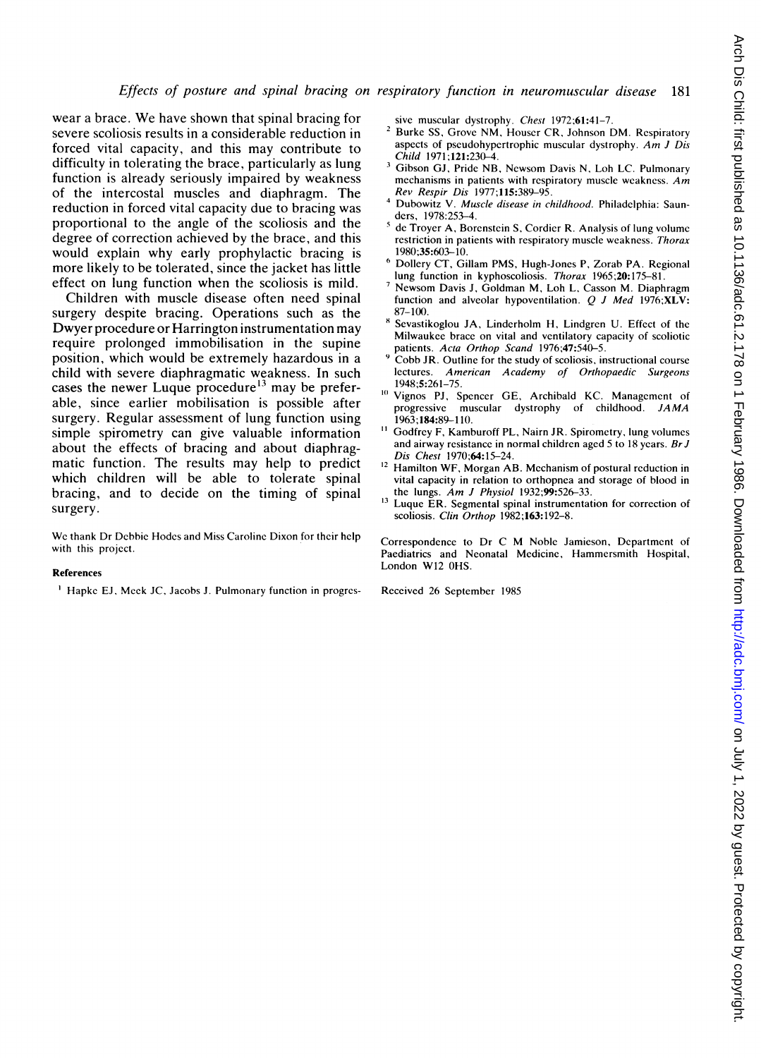wear a brace. We have shown that spinal bracing for severe scoliosis results in a considerable reduction in forced vital capacity, and this may contribute to difficulty in tolerating the brace, particularly as lung function is already seriously impaired by weakness of the intercostal muscles and diaphragm. The reduction in forced vital capacity due to bracing was proportional to the angle of the scoliosis and the degree of correction achieved by the brace, and this would explain why early prophylactic bracing is more likely to be tolerated, since the jacket has little effect on lung function when the scoliosis is mild.

Children with muscle disease often need spinal surgery despite bracing. Operations such as the Dwyer procedure or Harrington instrumentation may require prolonged immobilisation in the supine position, which would be extremely hazardous in a child with severe diaphragmatic weakness. In such cases the newer Luque procedure[13] may be preferable, since earlier mobilisation is possible after surgery. Regular assessment of lung function using simple spirometry can give valuable information about the effects of bracing and about diaphragmatic function. The results may help to predict which children will be able to tolerate spinal bracing, and to decide on the timing of spinal surgery.

We thank Dr Debbie Hodes and Miss Caroline Dixon for their help with this project.

## References

1. Hapke EJ, Meek JC, Jacobs J. Pulmonary function in progressive muscular dystrophy. *Chest* 1972;**61**:41–7.
2. Burke SS, Grove NM, Houser CR, Johnson DM. Respiratory aspects of pseudohypertrophic muscular dystrophy. *Am J Dis Child* 1971;**121**:230–4.
3. Gibson GJ, Pride NB, Newsom Davis N, Loh LC. Pulmonary mechanisms in patients with respiratory muscle weakness. *Am Rev Respir Dis* 1977;**115**:389–95.
4. Dubowitz V. *Muscle disease in childhood*. Philadelphia: Saunders, 1978:253–4.
5. de Troyer A, Borenstein S, Cordier R. Analysis of lung volume restriction in patients with respiratory muscle weakness. *Thorax* 1980;**35**:603–10.
6. Dollery CT, Gillam PMS, Hugh-Jones P, Zorab PA. Regional lung function in kyphoscoliosis. *Thorax* 1965;**20**:175–81.
7. Newsom Davis J, Goldman M, Loh L, Casson M. Diaphragm function and alveolar hypoventilation. *Q J Med* 1976;**XLV**:87–100.
8. Sevastikoglou JA, Linderholm H, Lindgren U. Effect of the Milwaukee brace on vital and ventilatory capacity of scoliotic patients. *Acta Orthop Scand* 1976;**47**:540–5.
9. Cobb JR. Outline for the study of scoliosis, instructional course lectures. *American Academy of Orthopaedic Surgeons* 1948;**5**:261–75.
10. Vignos PJ, Spencer GE, Archibald KC. Management of progressive muscular dystrophy of childhood. *JAMA* 1963;**184**:89–110.
11. Godfrey F, Kamburoff PL, Nairn JR. Spirometry, lung volumes and airway resistance in normal children aged 5 to 18 years. *Br J Dis Chest* 1970;**64**:15–24.
12. Hamilton WF, Morgan AB. Mechanism of postural reduction in vital capacity in relation to orthopnea and storage of blood in the lungs. *Am J Physiol* 1932;**99**:526–33.
13. Luque ER. Segmental spinal instrumentation for correction of scoliosis. *Clin Orthop* 1982;**163**:192–8.

Correspondence to Dr C M Noble Jamieson, Department of Paediatrics and Neonatal Medicine, Hammersmith Hospital, London W12 0HS.

Received 26 September 1985